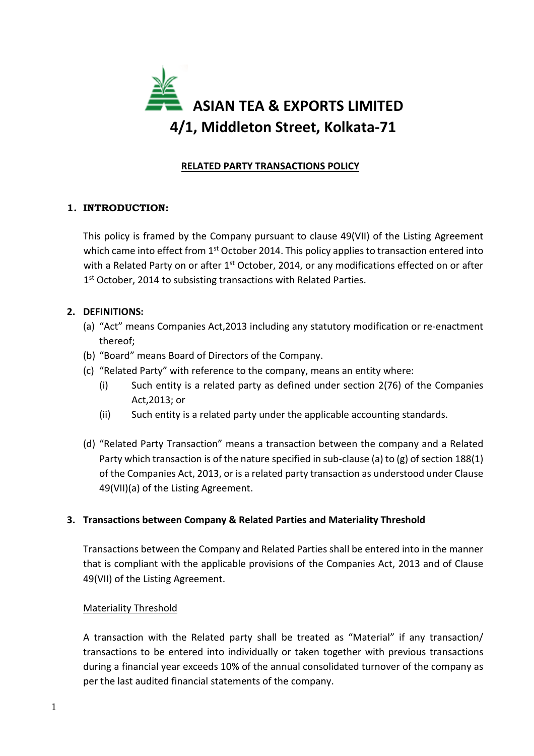# ASIAN TEA & EXPORTS LIMITED
## 4/1, Middleton Street, Kolkata-71

**RELATED PARTY TRANSACTIONS POLICY**

### 1. INTRODUCTION:

This policy is framed by the Company pursuant to clause 49(VII) of the Listing Agreement which came into effect from 1st October 2014. This policy applies to transaction entered into with a Related Party on or after 1st October, 2014, or any modifications effected on or after 1st October, 2014 to subsisting transactions with Related Parties.

### 2. DEFINITIONS:

(a) "Act" means Companies Act,2013 including any statutory modification or re-enactment thereof;

(b) "Board" means Board of Directors of the Company.

(c) "Related Party" with reference to the company, means an entity where:

  (i) Such entity is a related party as defined under section 2(76) of the Companies Act,2013; or

  (ii) Such entity is a related party under the applicable accounting standards.

(d) "Related Party Transaction" means a transaction between the company and a Related Party which transaction is of the nature specified in sub-clause (a) to (g) of section 188(1) of the Companies Act, 2013, or is a related party transaction as understood under Clause 49(VII)(a) of the Listing Agreement.

### 3. Transactions between Company & Related Parties and Materiality Threshold

Transactions between the Company and Related Parties shall be entered into in the manner that is compliant with the applicable provisions of the Companies Act, 2013 and of Clause 49(VII) of the Listing Agreement.

Materiality Threshold

A transaction with the Related party shall be treated as "Material" if any transaction/ transactions to be entered into individually or taken together with previous transactions during a financial year exceeds 10% of the annual consolidated turnover of the company as per the last audited financial statements of the company.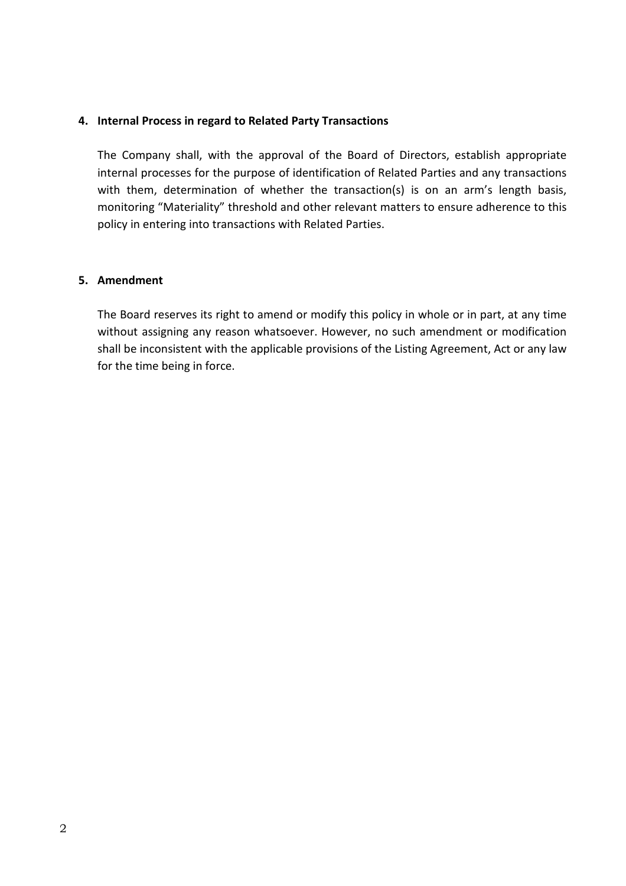## 4. Internal Process in regard to Related Party Transactions

The Company shall, with the approval of the Board of Directors, establish appropriate internal processes for the purpose of identification of Related Parties and any transactions with them, determination of whether the transaction(s) is on an arm's length basis, monitoring "Materiality" threshold and other relevant matters to ensure adherence to this policy in entering into transactions with Related Parties.

## 5. Amendment

The Board reserves its right to amend or modify this policy in whole or in part, at any time without assigning any reason whatsoever. However, no such amendment or modification shall be inconsistent with the applicable provisions of the Listing Agreement, Act or any law for the time being in force.